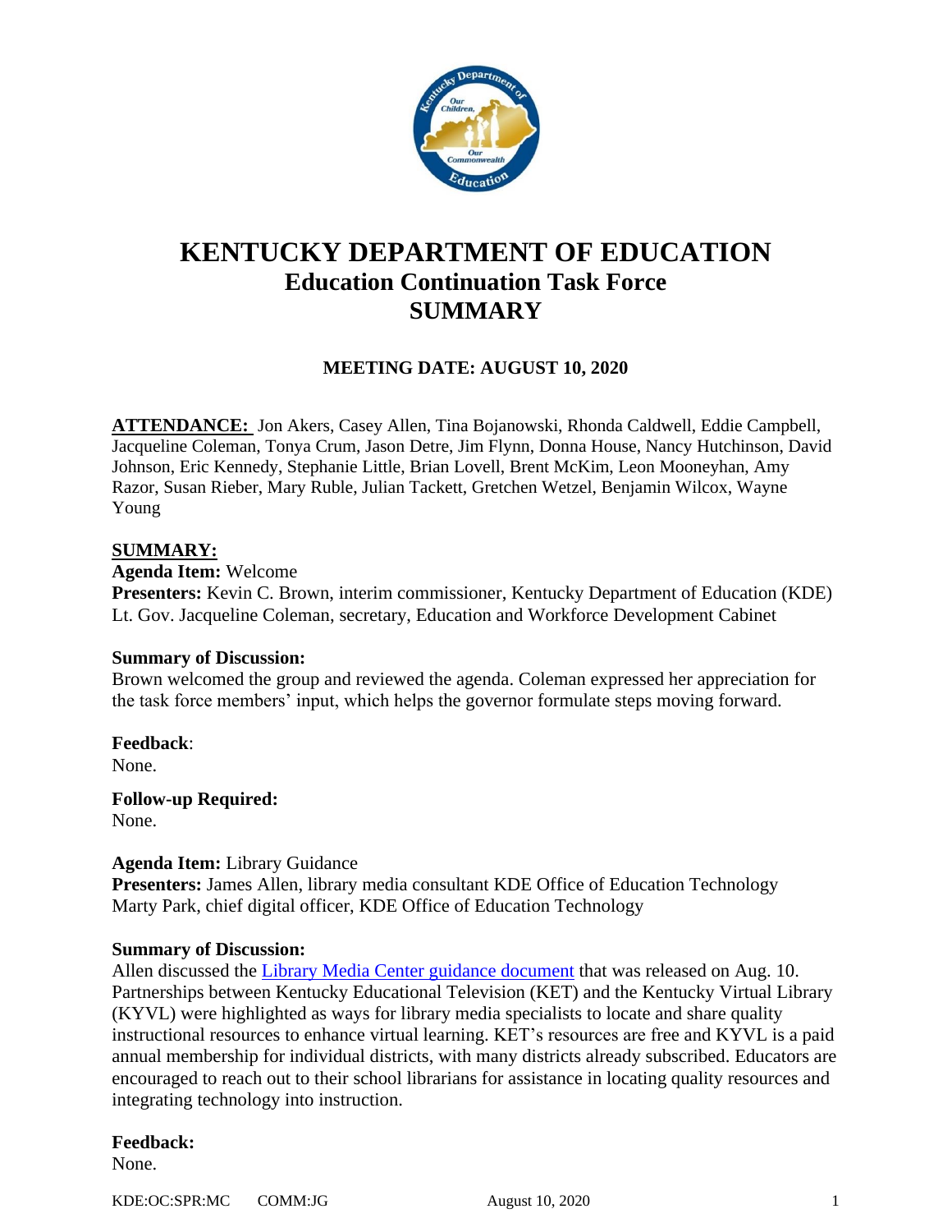# KENTUCKY DEPARTMENT OF EDUCATION
## Education Continuation Task Force
## SUMMARY

**MEETING DATE: AUGUST 10, 2020**

**ATTENDANCE:** Jon Akers, Casey Allen, Tina Bojanowski, Rhonda Caldwell, Eddie Campbell, Jacqueline Coleman, Tonya Crum, Jason Detre, Jim Flynn, Donna House, Nancy Hutchinson, David Johnson, Eric Kennedy, Stephanie Little, Brian Lovell, Brent McKim, Leon Mooneyhan, Amy Razor, Susan Rieber, Mary Ruble, Julian Tackett, Gretchen Wetzel, Benjamin Wilcox, Wayne Young

**SUMMARY:**

**Agenda Item:** Welcome
**Presenters:** Kevin C. Brown, interim commissioner, Kentucky Department of Education (KDE)
Lt. Gov. Jacqueline Coleman, secretary, Education and Workforce Development Cabinet

**Summary of Discussion:**
Brown welcomed the group and reviewed the agenda. Coleman expressed her appreciation for the task force members' input, which helps the governor formulate steps moving forward.

**Feedback**:
None.

**Follow-up Required:**
None.

**Agenda Item:** Library Guidance
**Presenters:** James Allen, library media consultant KDE Office of Education Technology
Marty Park, chief digital officer, KDE Office of Education Technology

**Summary of Discussion:**
Allen discussed the Library Media Center guidance document that was released on Aug. 10. Partnerships between Kentucky Educational Television (KET) and the Kentucky Virtual Library (KYVL) were highlighted as ways for library media specialists to locate and share quality instructional resources to enhance virtual learning. KET's resources are free and KYVL is a paid annual membership for individual districts, with many districts already subscribed. Educators are encouraged to reach out to their school librarians for assistance in locating quality resources and integrating technology into instruction.

**Feedback:**
None.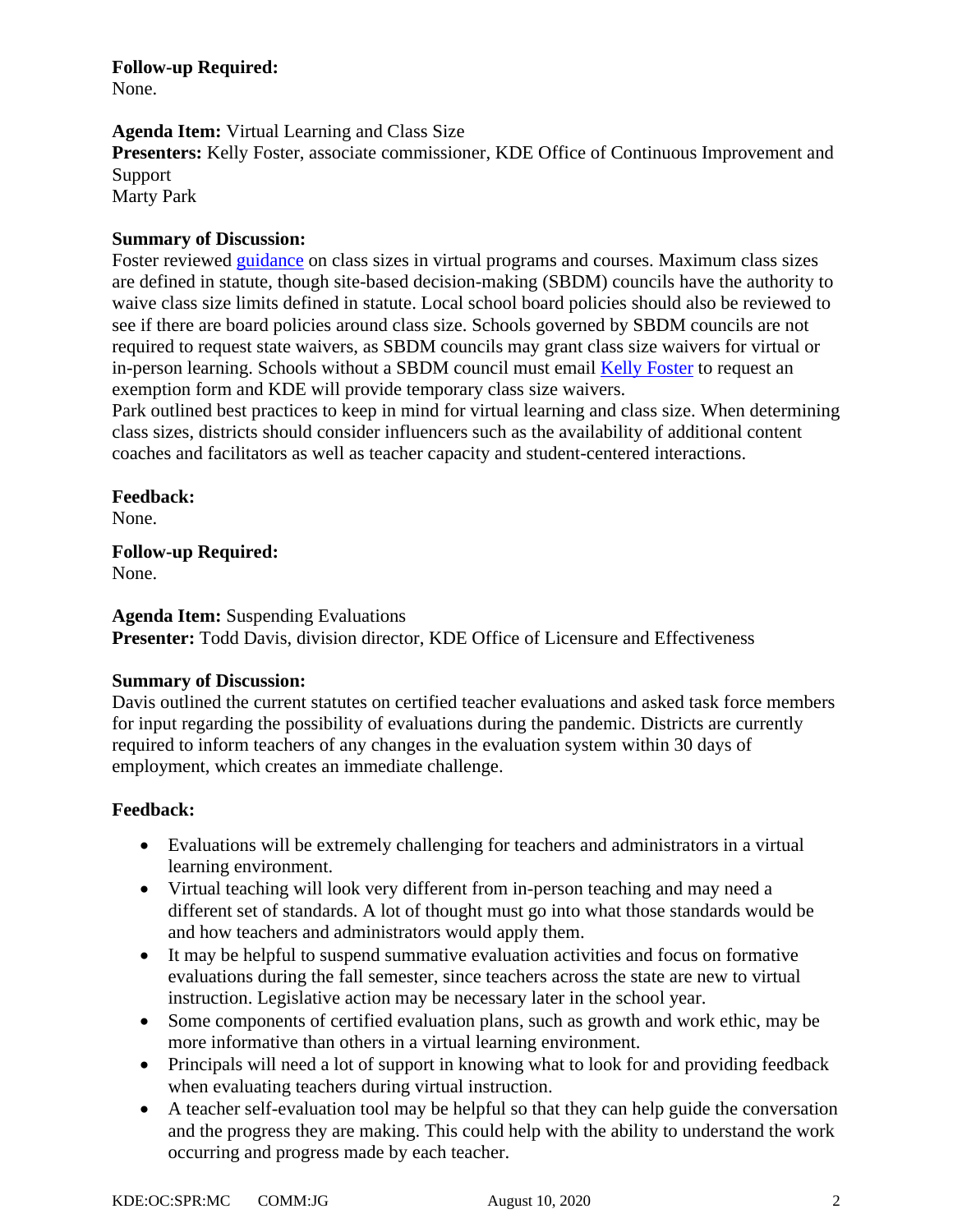**Follow-up Required:**
None.

**Agenda Item:** Virtual Learning and Class Size
**Presenters:** Kelly Foster, associate commissioner, KDE Office of Continuous Improvement and Support
Marty Park

**Summary of Discussion:**
Foster reviewed guidance on class sizes in virtual programs and courses. Maximum class sizes are defined in statute, though site-based decision-making (SBDM) councils have the authority to waive class size limits defined in statute. Local school board policies should also be reviewed to see if there are board policies around class size. Schools governed by SBDM councils are not required to request state waivers, as SBDM councils may grant class size waivers for virtual or in-person learning. Schools without a SBDM council must email Kelly Foster to request an exemption form and KDE will provide temporary class size waivers.
Park outlined best practices to keep in mind for virtual learning and class size. When determining class sizes, districts should consider influencers such as the availability of additional content coaches and facilitators as well as teacher capacity and student-centered interactions.

**Feedback:**
None.

**Follow-up Required:**
None.

**Agenda Item:** Suspending Evaluations
**Presenter:** Todd Davis, division director, KDE Office of Licensure and Effectiveness

**Summary of Discussion:**
Davis outlined the current statutes on certified teacher evaluations and asked task force members for input regarding the possibility of evaluations during the pandemic. Districts are currently required to inform teachers of any changes in the evaluation system within 30 days of employment, which creates an immediate challenge.

**Feedback:**

- Evaluations will be extremely challenging for teachers and administrators in a virtual learning environment.
- Virtual teaching will look very different from in-person teaching and may need a different set of standards. A lot of thought must go into what those standards would be and how teachers and administrators would apply them.
- It may be helpful to suspend summative evaluation activities and focus on formative evaluations during the fall semester, since teachers across the state are new to virtual instruction. Legislative action may be necessary later in the school year.
- Some components of certified evaluation plans, such as growth and work ethic, may be more informative than others in a virtual learning environment.
- Principals will need a lot of support in knowing what to look for and providing feedback when evaluating teachers during virtual instruction.
- A teacher self-evaluation tool may be helpful so that they can help guide the conversation and the progress they are making. This could help with the ability to understand the work occurring and progress made by each teacher.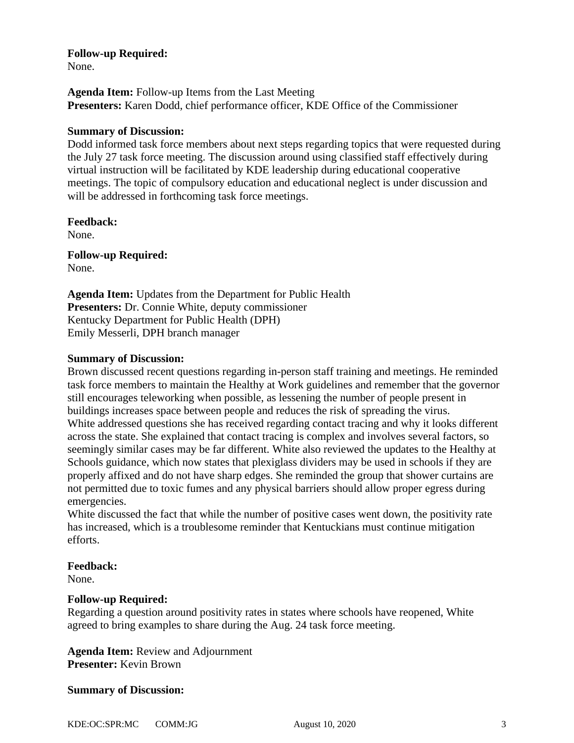**Follow-up Required:**
None.

**Agenda Item:** Follow-up Items from the Last Meeting
**Presenters:** Karen Dodd, chief performance officer, KDE Office of the Commissioner

**Summary of Discussion:**
Dodd informed task force members about next steps regarding topics that were requested during the July 27 task force meeting. The discussion around using classified staff effectively during virtual instruction will be facilitated by KDE leadership during educational cooperative meetings. The topic of compulsory education and educational neglect is under discussion and will be addressed in forthcoming task force meetings.

**Feedback:**
None.

**Follow-up Required:**
None.

**Agenda Item:** Updates from the Department for Public Health
**Presenters:** Dr. Connie White, deputy commissioner
Kentucky Department for Public Health (DPH)
Emily Messerli, DPH branch manager

**Summary of Discussion:**
Brown discussed recent questions regarding in-person staff training and meetings. He reminded task force members to maintain the Healthy at Work guidelines and remember that the governor still encourages teleworking when possible, as lessening the number of people present in buildings increases space between people and reduces the risk of spreading the virus.
White addressed questions she has received regarding contact tracing and why it looks different across the state. She explained that contact tracing is complex and involves several factors, so seemingly similar cases may be far different. White also reviewed the updates to the Healthy at Schools guidance, which now states that plexiglass dividers may be used in schools if they are properly affixed and do not have sharp edges. She reminded the group that shower curtains are not permitted due to toxic fumes and any physical barriers should allow proper egress during emergencies.
White discussed the fact that while the number of positive cases went down, the positivity rate has increased, which is a troublesome reminder that Kentuckians must continue mitigation efforts.

**Feedback:**
None.

**Follow-up Required:**
Regarding a question around positivity rates in states where schools have reopened, White agreed to bring examples to share during the Aug. 24 task force meeting.

**Agenda Item:** Review and Adjournment
**Presenter:** Kevin Brown

**Summary of Discussion:**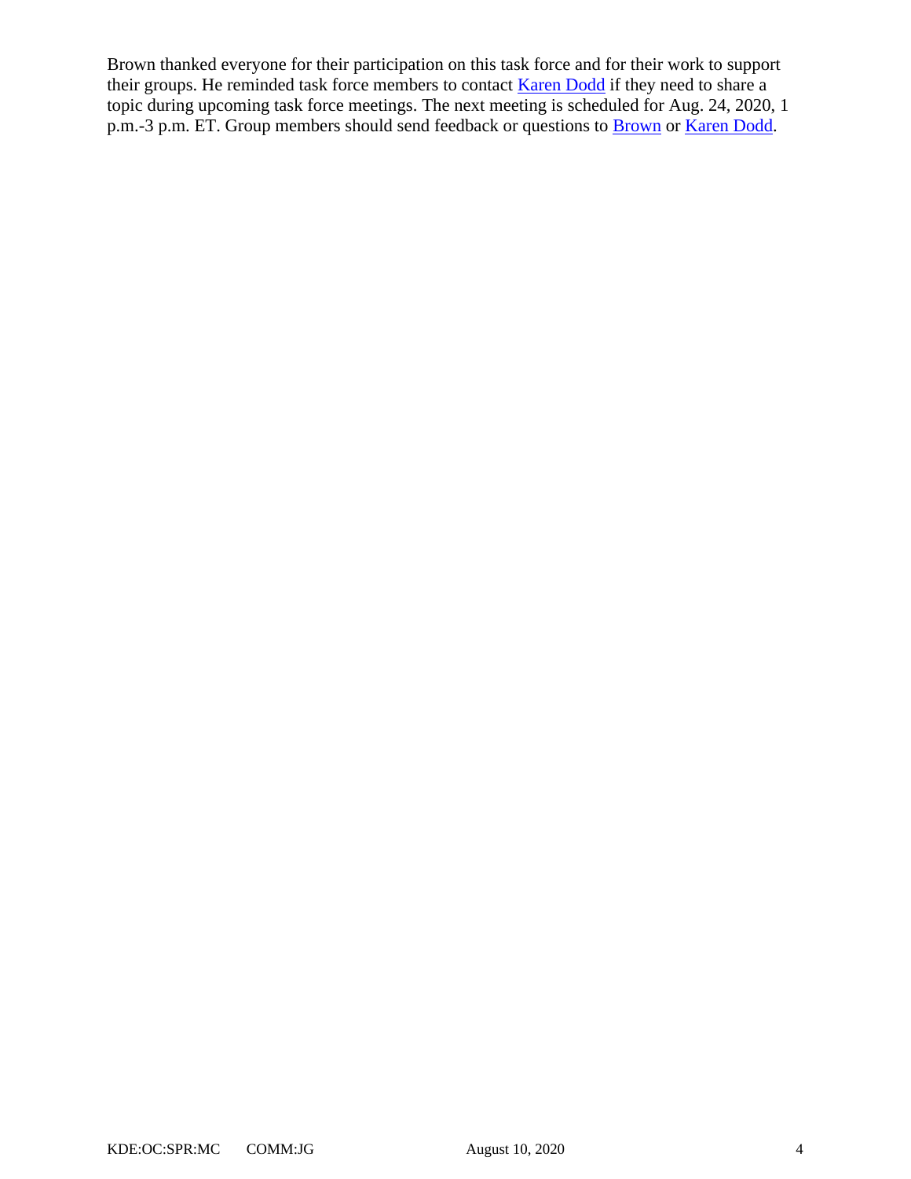Brown thanked everyone for their participation on this task force and for their work to support their groups. He reminded task force members to contact Karen Dodd if they need to share a topic during upcoming task force meetings. The next meeting is scheduled for Aug. 24, 2020, 1 p.m.-3 p.m. ET. Group members should send feedback or questions to Brown or Karen Dodd.